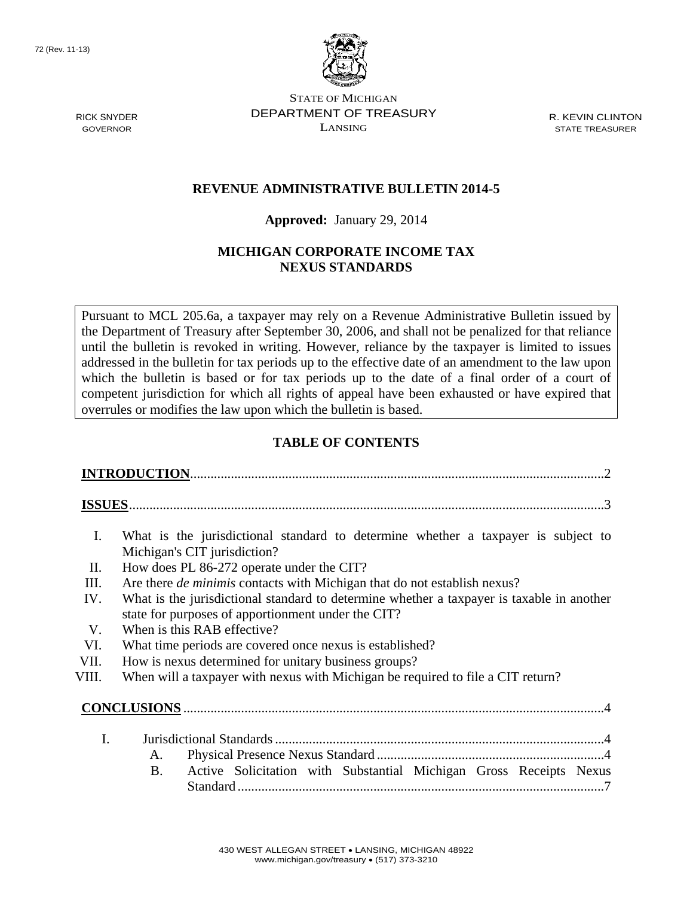72 (Rev. 11-13)

STATE OF MICHIGAN
DEPARTMENT OF TREASURY
LANSING

RICK SNYDER
GOVERNOR

R. KEVIN CLINTON
STATE TREASURER

# REVENUE ADMINISTRATIVE BULLETIN 2014-5

**Approved:** January 29, 2014

## MICHIGAN CORPORATE INCOME TAX NEXUS STANDARDS

Pursuant to MCL 205.6a, a taxpayer may rely on a Revenue Administrative Bulletin issued by the Department of Treasury after September 30, 2006, and shall not be penalized for that reliance until the bulletin is revoked in writing. However, reliance by the taxpayer is limited to issues addressed in the bulletin for tax periods up to the effective date of an amendment to the law upon which the bulletin is based or for tax periods up to the date of a final order of a court of competent jurisdiction for which all rights of appeal have been exhausted or have expired that overrules or modifies the law upon which the bulletin is based.

## TABLE OF CONTENTS

**INTRODUCTION**..........2

**ISSUES**..........3

I. What is the jurisdictional standard to determine whether a taxpayer is subject to Michigan's CIT jurisdiction?
II. How does PL 86-272 operate under the CIT?
III. Are there *de minimis* contacts with Michigan that do not establish nexus?
IV. What is the jurisdictional standard to determine whether a taxpayer is taxable in another state for purposes of apportionment under the CIT?
V. When is this RAB effective?
VI. What time periods are covered once nexus is established?
VII. How is nexus determined for unitary business groups?
VIII. When will a taxpayer with nexus with Michigan be required to file a CIT return?

**CONCLUSIONS**..........4

I. Jurisdictional Standards..........4
   A. Physical Presence Nexus Standard..........4
   B. Active Solicitation with Substantial Michigan Gross Receipts Nexus Standard..........7

430 WEST ALLEGAN STREET • LANSING, MICHIGAN 48922
www.michigan.gov/treasury • (517) 373-3210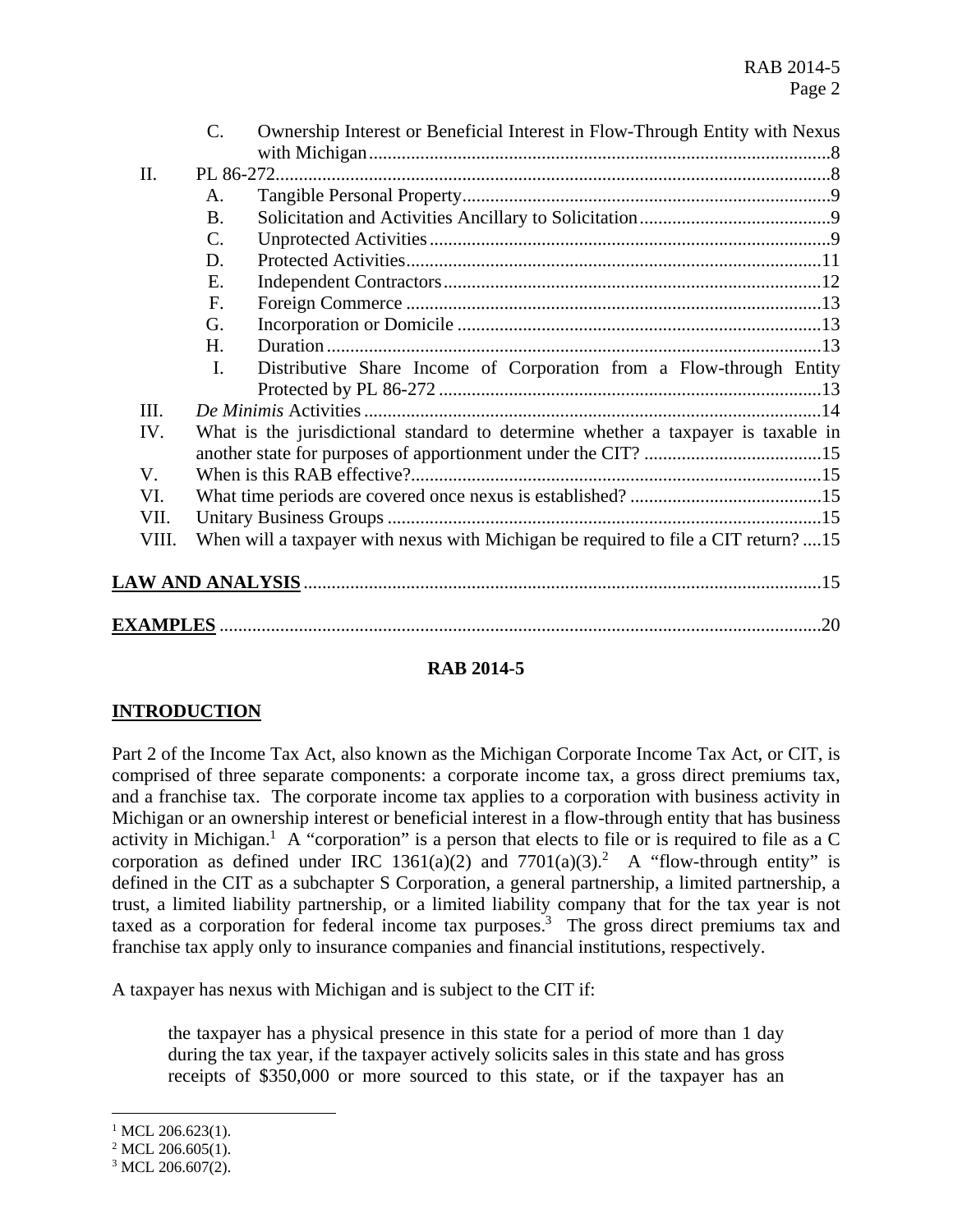C. Ownership Interest or Beneficial Interest in Flow-Through Entity with Nexus with Michigan ....8

II. PL 86-272 ....8

A. Tangible Personal Property ....9

B. Solicitation and Activities Ancillary to Solicitation ....9

C. Unprotected Activities ....9

D. Protected Activities ....11

E. Independent Contractors ....12

F. Foreign Commerce ....13

G. Incorporation or Domicile ....13

H. Duration ....13

I. Distributive Share Income of Corporation from a Flow-through Entity Protected by PL 86-272 ....13

III. *De Minimis* Activities ....14

IV. What is the jurisdictional standard to determine whether a taxpayer is taxable in another state for purposes of apportionment under the CIT? ....15

V. When is this RAB effective? ....15

VI. What time periods are covered once nexus is established? ....15

VII. Unitary Business Groups ....15

VIII. When will a taxpayer with nexus with Michigan be required to file a CIT return? ....15

**LAW AND ANALYSIS** ....15

**EXAMPLES** ....20

## RAB 2014-5

## INTRODUCTION

Part 2 of the Income Tax Act, also known as the Michigan Corporate Income Tax Act, or CIT, is comprised of three separate components: a corporate income tax, a gross direct premiums tax, and a franchise tax. The corporate income tax applies to a corporation with business activity in Michigan or an ownership interest or beneficial interest in a flow-through entity that has business activity in Michigan.[1] A "corporation" is a person that elects to file or is required to file as a C corporation as defined under IRC 1361(a)(2) and 7701(a)(3).[2] A "flow-through entity" is defined in the CIT as a subchapter S Corporation, a general partnership, a limited partnership, a trust, a limited liability partnership, or a limited liability company that for the tax year is not taxed as a corporation for federal income tax purposes.[3] The gross direct premiums tax and franchise tax apply only to insurance companies and financial institutions, respectively.

A taxpayer has nexus with Michigan and is subject to the CIT if:

> the taxpayer has a physical presence in this state for a period of more than 1 day during the tax year, if the taxpayer actively solicits sales in this state and has gross receipts of $350,000 or more sourced to this state, or if the taxpayer has an

[1] MCL 206.623(1).

[2] MCL 206.605(1).

[3] MCL 206.607(2).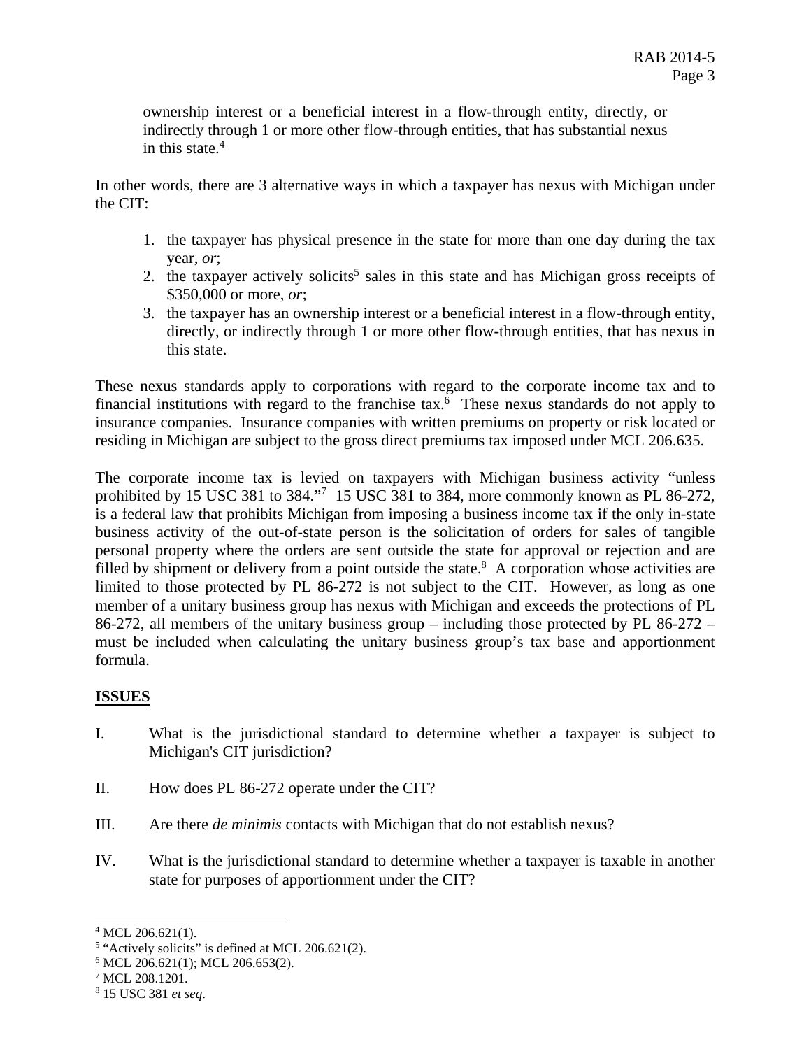ownership interest or a beneficial interest in a flow-through entity, directly, or indirectly through 1 or more other flow-through entities, that has substantial nexus in this state.[4]

In other words, there are 3 alternative ways in which a taxpayer has nexus with Michigan under the CIT:

1. the taxpayer has physical presence in the state for more than one day during the tax year, *or*;
2. the taxpayer actively solicits[5] sales in this state and has Michigan gross receipts of $350,000 or more, *or*;
3. the taxpayer has an ownership interest or a beneficial interest in a flow-through entity, directly, or indirectly through 1 or more other flow-through entities, that has nexus in this state.

These nexus standards apply to corporations with regard to the corporate income tax and to financial institutions with regard to the franchise tax.[6] These nexus standards do not apply to insurance companies. Insurance companies with written premiums on property or risk located or residing in Michigan are subject to the gross direct premiums tax imposed under MCL 206.635.

The corporate income tax is levied on taxpayers with Michigan business activity "unless prohibited by 15 USC 381 to 384."[7] 15 USC 381 to 384, more commonly known as PL 86-272, is a federal law that prohibits Michigan from imposing a business income tax if the only in-state business activity of the out-of-state person is the solicitation of orders for sales of tangible personal property where the orders are sent outside the state for approval or rejection and are filled by shipment or delivery from a point outside the state.[8] A corporation whose activities are limited to those protected by PL 86-272 is not subject to the CIT. However, as long as one member of a unitary business group has nexus with Michigan and exceeds the protections of PL 86-272, all members of the unitary business group – including those protected by PL 86-272 – must be included when calculating the unitary business group's tax base and apportionment formula.

## ISSUES

I. What is the jurisdictional standard to determine whether a taxpayer is subject to Michigan's CIT jurisdiction?

II. How does PL 86-272 operate under the CIT?

III. Are there *de minimis* contacts with Michigan that do not establish nexus?

IV. What is the jurisdictional standard to determine whether a taxpayer is taxable in another state for purposes of apportionment under the CIT?

---

[4] MCL 206.621(1).
[5] "Actively solicits" is defined at MCL 206.621(2).
[6] MCL 206.621(1); MCL 206.653(2).
[7] MCL 208.1201.
[8] 15 USC 381 *et seq*.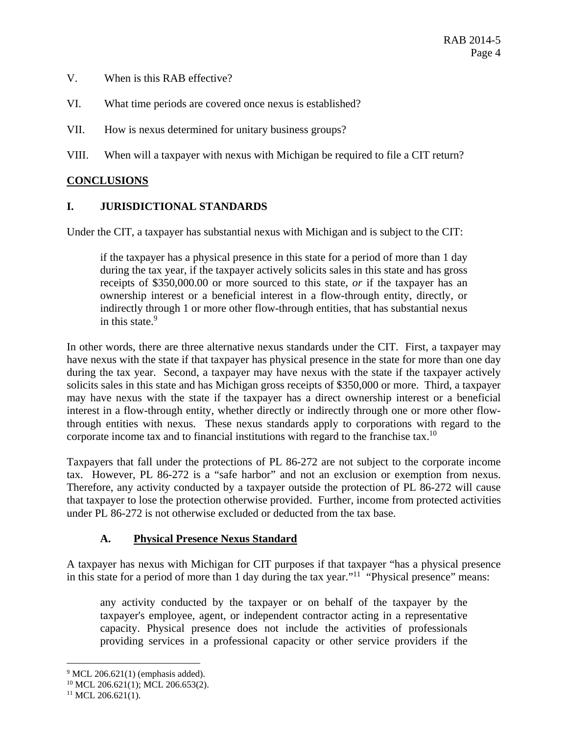V. When is this RAB effective?

VI. What time periods are covered once nexus is established?

VII. How is nexus determined for unitary business groups?

VIII. When will a taxpayer with nexus with Michigan be required to file a CIT return?

## CONCLUSIONS

### I. JURISDICTIONAL STANDARDS

Under the CIT, a taxpayer has substantial nexus with Michigan and is subject to the CIT:

> if the taxpayer has a physical presence in this state for a period of more than 1 day during the tax year, if the taxpayer actively solicits sales in this state and has gross receipts of $350,000.00 or more sourced to this state, *or* if the taxpayer has an ownership interest or a beneficial interest in a flow-through entity, directly, or indirectly through 1 or more other flow-through entities, that has substantial nexus in this state.[9]

In other words, there are three alternative nexus standards under the CIT. First, a taxpayer may have nexus with the state if that taxpayer has physical presence in the state for more than one day during the tax year. Second, a taxpayer may have nexus with the state if the taxpayer actively solicits sales in this state and has Michigan gross receipts of $350,000 or more. Third, a taxpayer may have nexus with the state if the taxpayer has a direct ownership interest or a beneficial interest in a flow-through entity, whether directly or indirectly through one or more other flow-through entities with nexus. These nexus standards apply to corporations with regard to the corporate income tax and to financial institutions with regard to the franchise tax.[10]

Taxpayers that fall under the protections of PL 86-272 are not subject to the corporate income tax. However, PL 86-272 is a "safe harbor" and not an exclusion or exemption from nexus. Therefore, any activity conducted by a taxpayer outside the protection of PL 86-272 will cause that taxpayer to lose the protection otherwise provided. Further, income from protected activities under PL 86-272 is not otherwise excluded or deducted from the tax base.

#### A. Physical Presence Nexus Standard

A taxpayer has nexus with Michigan for CIT purposes if that taxpayer "has a physical presence in this state for a period of more than 1 day during the tax year."[11] "Physical presence" means:

> any activity conducted by the taxpayer or on behalf of the taxpayer by the taxpayer's employee, agent, or independent contractor acting in a representative capacity. Physical presence does not include the activities of professionals providing services in a professional capacity or other service providers if the

---

[9] MCL 206.621(1) (emphasis added).

[10] MCL 206.621(1); MCL 206.653(2).

[11] MCL 206.621(1).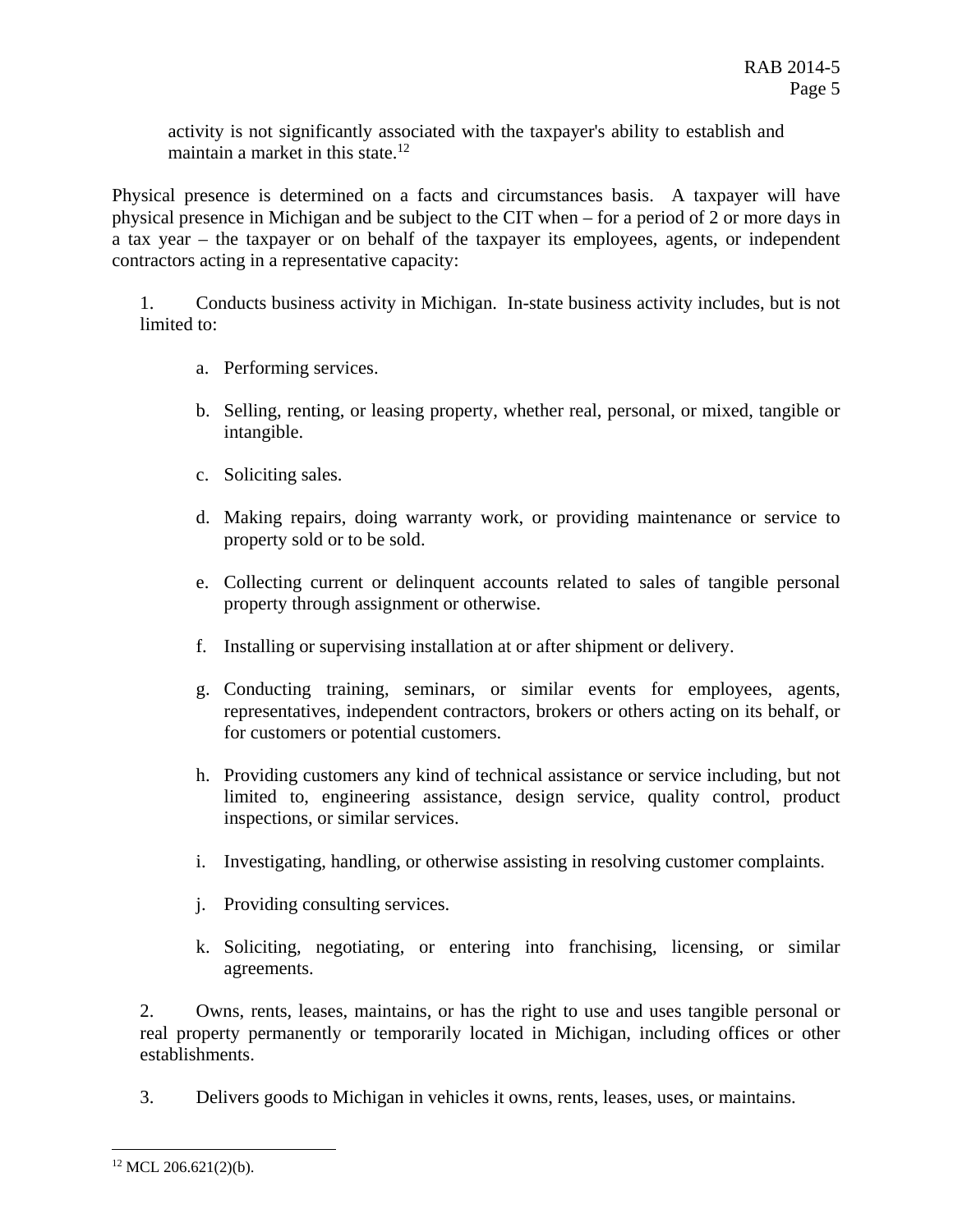activity is not significantly associated with the taxpayer's ability to establish and maintain a market in this state.[12]

Physical presence is determined on a facts and circumstances basis. A taxpayer will have physical presence in Michigan and be subject to the CIT when – for a period of 2 or more days in a tax year – the taxpayer or on behalf of the taxpayer its employees, agents, or independent contractors acting in a representative capacity:

1. Conducts business activity in Michigan. In-state business activity includes, but is not limited to:

   a. Performing services.

   b. Selling, renting, or leasing property, whether real, personal, or mixed, tangible or intangible.

   c. Soliciting sales.

   d. Making repairs, doing warranty work, or providing maintenance or service to property sold or to be sold.

   e. Collecting current or delinquent accounts related to sales of tangible personal property through assignment or otherwise.

   f. Installing or supervising installation at or after shipment or delivery.

   g. Conducting training, seminars, or similar events for employees, agents, representatives, independent contractors, brokers or others acting on its behalf, or for customers or potential customers.

   h. Providing customers any kind of technical assistance or service including, but not limited to, engineering assistance, design service, quality control, product inspections, or similar services.

   i. Investigating, handling, or otherwise assisting in resolving customer complaints.

   j. Providing consulting services.

   k. Soliciting, negotiating, or entering into franchising, licensing, or similar agreements.

2. Owns, rents, leases, maintains, or has the right to use and uses tangible personal or real property permanently or temporarily located in Michigan, including offices or other establishments.

3. Delivers goods to Michigan in vehicles it owns, rents, leases, uses, or maintains.

---

[12] MCL 206.621(2)(b).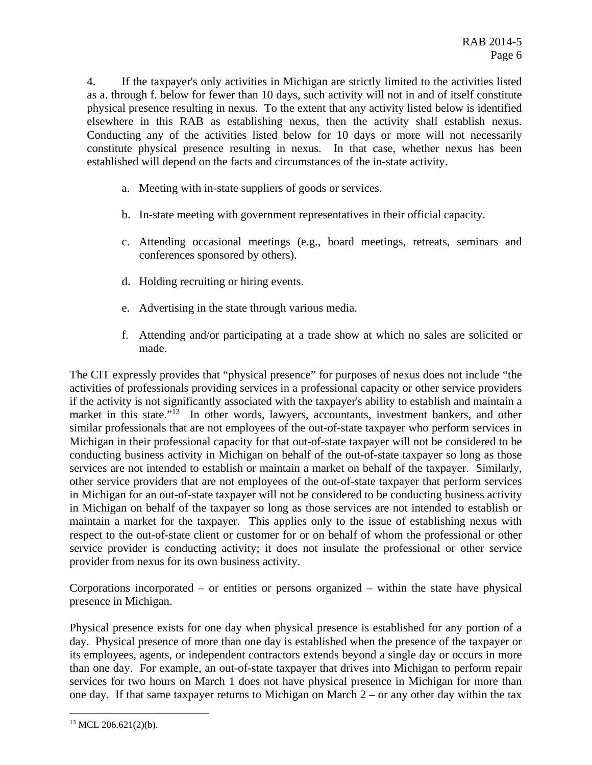4. If the taxpayer's only activities in Michigan are strictly limited to the activities listed as a. through f. below for fewer than 10 days, such activity will not in and of itself constitute physical presence resulting in nexus. To the extent that any activity listed below is identified elsewhere in this RAB as establishing nexus, then the activity shall establish nexus. Conducting any of the activities listed below for 10 days or more will not necessarily constitute physical presence resulting in nexus. In that case, whether nexus has been established will depend on the facts and circumstances of the in-state activity.

   a. Meeting with in-state suppliers of goods or services.

   b. In-state meeting with government representatives in their official capacity.

   c. Attending occasional meetings (e.g., board meetings, retreats, seminars and conferences sponsored by others).

   d. Holding recruiting or hiring events.

   e. Advertising in the state through various media.

   f. Attending and/or participating at a trade show at which no sales are solicited or made.

The CIT expressly provides that "physical presence" for purposes of nexus does not include "the activities of professionals providing services in a professional capacity or other service providers if the activity is not significantly associated with the taxpayer's ability to establish and maintain a market in this state."[13] In other words, lawyers, accountants, investment bankers, and other similar professionals that are not employees of the out-of-state taxpayer who perform services in Michigan in their professional capacity for that out-of-state taxpayer will not be considered to be conducting business activity in Michigan on behalf of the out-of-state taxpayer so long as those services are not intended to establish or maintain a market on behalf of the taxpayer. Similarly, other service providers that are not employees of the out-of-state taxpayer that perform services in Michigan for an out-of-state taxpayer will not be considered to be conducting business activity in Michigan on behalf of the taxpayer so long as those services are not intended to establish or maintain a market for the taxpayer. This applies only to the issue of establishing nexus with respect to the out-of-state client or customer for or on behalf of whom the professional or other service provider is conducting activity; it does not insulate the professional or other service provider from nexus for its own business activity.

Corporations incorporated – or entities or persons organized – within the state have physical presence in Michigan.

Physical presence exists for one day when physical presence is established for any portion of a day. Physical presence of more than one day is established when the presence of the taxpayer or its employees, agents, or independent contractors extends beyond a single day or occurs in more than one day. For example, an out-of-state taxpayer that drives into Michigan to perform repair services for two hours on March 1 does not have physical presence in Michigan for more than one day. If that same taxpayer returns to Michigan on March 2 – or any other day within the tax

[13] MCL 206.621(2)(b).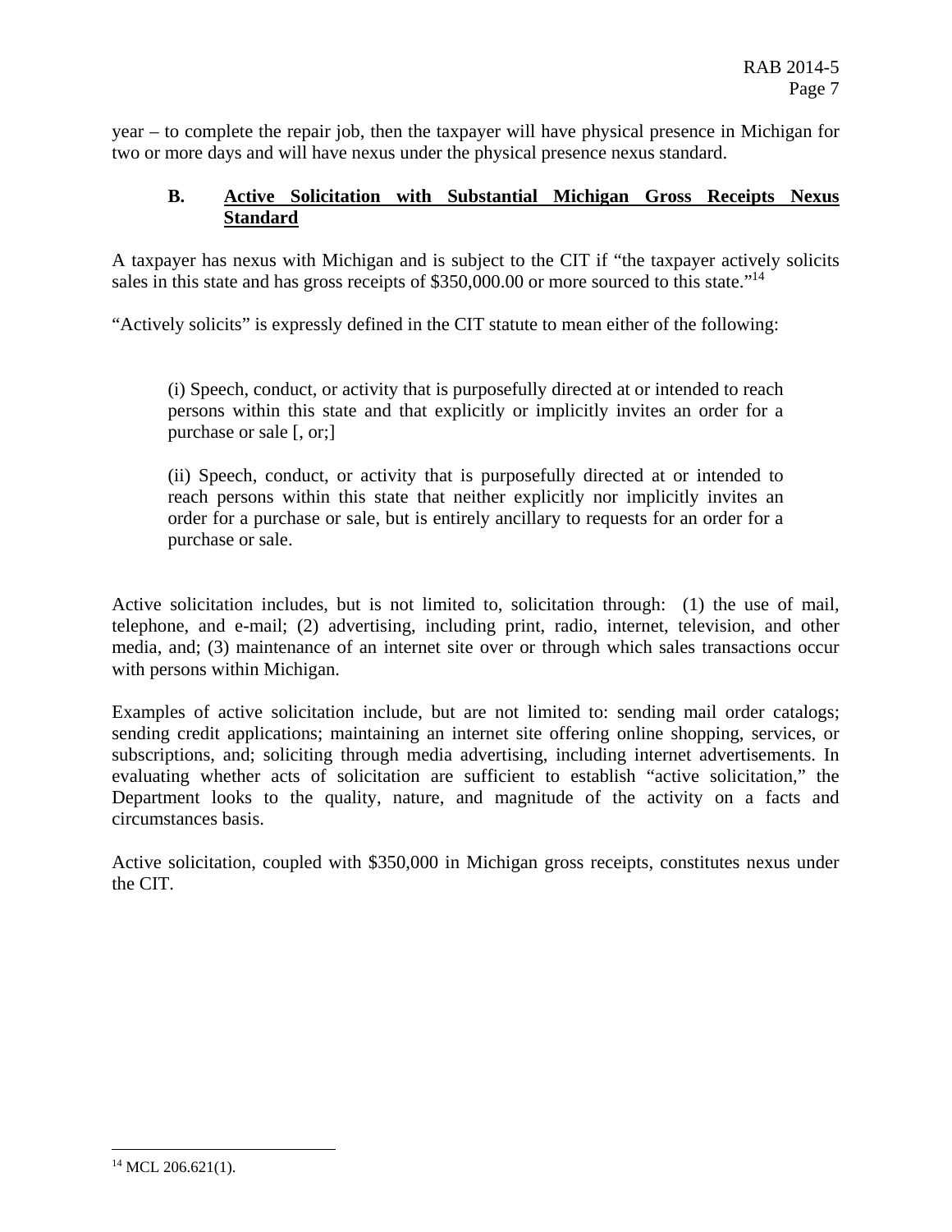year – to complete the repair job, then the taxpayer will have physical presence in Michigan for two or more days and will have nexus under the physical presence nexus standard.

### B. Active Solicitation with Substantial Michigan Gross Receipts Nexus Standard

A taxpayer has nexus with Michigan and is subject to the CIT if "the taxpayer actively solicits sales in this state and has gross receipts of $350,000.00 or more sourced to this state."[14]

"Actively solicits" is expressly defined in the CIT statute to mean either of the following:

> (i) Speech, conduct, or activity that is purposefully directed at or intended to reach persons within this state and that explicitly or implicitly invites an order for a purchase or sale [, or;]
>
> (ii) Speech, conduct, or activity that is purposefully directed at or intended to reach persons within this state that neither explicitly nor implicitly invites an order for a purchase or sale, but is entirely ancillary to requests for an order for a purchase or sale.

Active solicitation includes, but is not limited to, solicitation through: (1) the use of mail, telephone, and e-mail; (2) advertising, including print, radio, internet, television, and other media, and; (3) maintenance of an internet site over or through which sales transactions occur with persons within Michigan.

Examples of active solicitation include, but are not limited to: sending mail order catalogs; sending credit applications; maintaining an internet site offering online shopping, services, or subscriptions, and; soliciting through media advertising, including internet advertisements. In evaluating whether acts of solicitation are sufficient to establish "active solicitation," the Department looks to the quality, nature, and magnitude of the activity on a facts and circumstances basis.

Active solicitation, coupled with $350,000 in Michigan gross receipts, constitutes nexus under the CIT.

[14] MCL 206.621(1).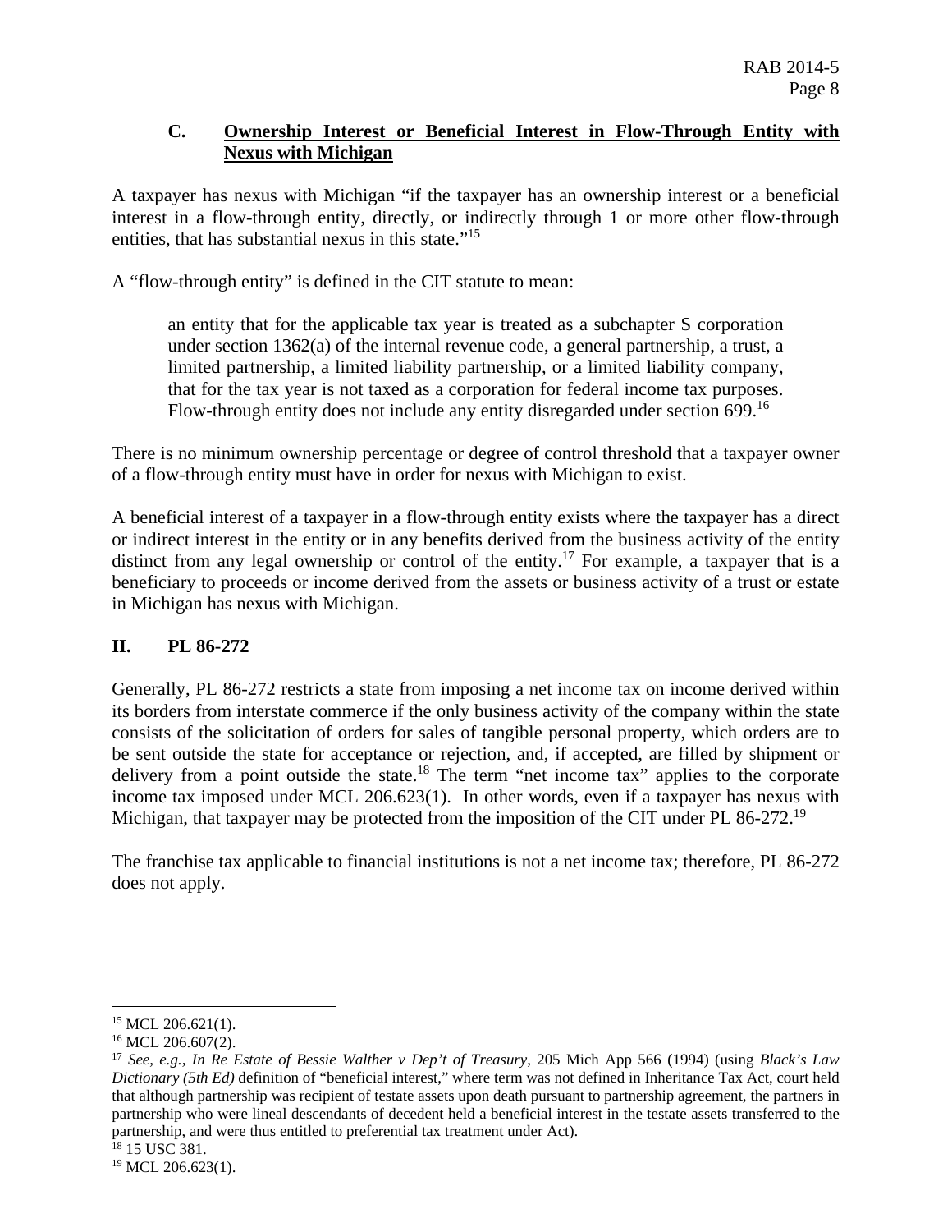### C. Ownership Interest or Beneficial Interest in Flow-Through Entity with Nexus with Michigan

A taxpayer has nexus with Michigan "if the taxpayer has an ownership interest or a beneficial interest in a flow-through entity, directly, or indirectly through 1 or more other flow-through entities, that has substantial nexus in this state."[15]

A "flow-through entity" is defined in the CIT statute to mean:

> an entity that for the applicable tax year is treated as a subchapter S corporation under section 1362(a) of the internal revenue code, a general partnership, a trust, a limited partnership, a limited liability partnership, or a limited liability company, that for the tax year is not taxed as a corporation for federal income tax purposes. Flow-through entity does not include any entity disregarded under section 699.[16]

There is no minimum ownership percentage or degree of control threshold that a taxpayer owner of a flow-through entity must have in order for nexus with Michigan to exist.

A beneficial interest of a taxpayer in a flow-through entity exists where the taxpayer has a direct or indirect interest in the entity or in any benefits derived from the business activity of the entity distinct from any legal ownership or control of the entity.[17] For example, a taxpayer that is a beneficiary to proceeds or income derived from the assets or business activity of a trust or estate in Michigan has nexus with Michigan.

## II. PL 86-272

Generally, PL 86-272 restricts a state from imposing a net income tax on income derived within its borders from interstate commerce if the only business activity of the company within the state consists of the solicitation of orders for sales of tangible personal property, which orders are to be sent outside the state for acceptance or rejection, and, if accepted, are filled by shipment or delivery from a point outside the state.[18] The term "net income tax" applies to the corporate income tax imposed under MCL 206.623(1). In other words, even if a taxpayer has nexus with Michigan, that taxpayer may be protected from the imposition of the CIT under PL 86-272.[19]

The franchise tax applicable to financial institutions is not a net income tax; therefore, PL 86-272 does not apply.

---

[15] MCL 206.621(1).

[16] MCL 206.607(2).

[17] *See, e.g., In Re Estate of Bessie Walther v Dep't of Treasury*, 205 Mich App 566 (1994) (using *Black's Law Dictionary (5th Ed)* definition of "beneficial interest," where term was not defined in Inheritance Tax Act, court held that although partnership was recipient of testate assets upon death pursuant to partnership agreement, the partners in partnership who were lineal descendants of decedent held a beneficial interest in the testate assets transferred to the partnership, and were thus entitled to preferential tax treatment under Act).

[18] 15 USC 381.

[19] MCL 206.623(1).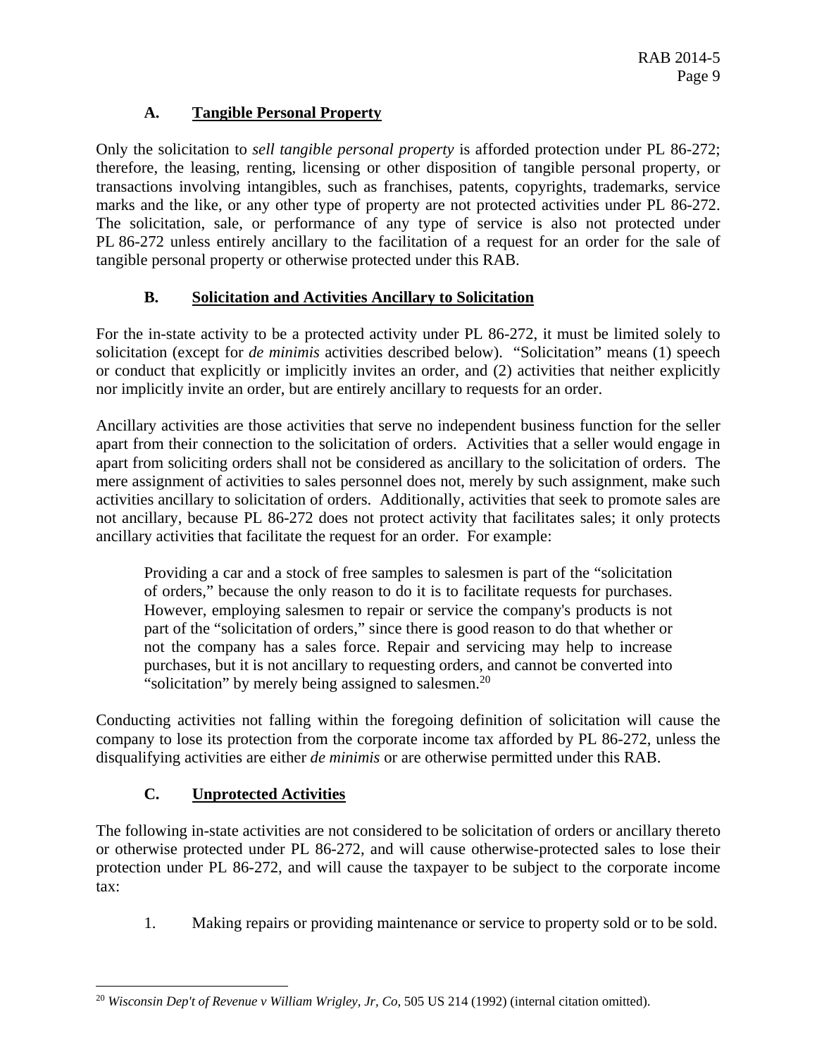### A. Tangible Personal Property

Only the solicitation to *sell tangible personal property* is afforded protection under PL 86-272; therefore, the leasing, renting, licensing or other disposition of tangible personal property, or transactions involving intangibles, such as franchises, patents, copyrights, trademarks, service marks and the like, or any other type of property are not protected activities under PL 86-272. The solicitation, sale, or performance of any type of service is also not protected under PL 86-272 unless entirely ancillary to the facilitation of a request for an order for the sale of tangible personal property or otherwise protected under this RAB.

### B. Solicitation and Activities Ancillary to Solicitation

For the in-state activity to be a protected activity under PL 86-272, it must be limited solely to solicitation (except for *de minimis* activities described below). "Solicitation" means (1) speech or conduct that explicitly or implicitly invites an order, and (2) activities that neither explicitly nor implicitly invite an order, but are entirely ancillary to requests for an order.

Ancillary activities are those activities that serve no independent business function for the seller apart from their connection to the solicitation of orders. Activities that a seller would engage in apart from soliciting orders shall not be considered as ancillary to the solicitation of orders. The mere assignment of activities to sales personnel does not, merely by such assignment, make such activities ancillary to solicitation of orders. Additionally, activities that seek to promote sales are not ancillary, because PL 86-272 does not protect activity that facilitates sales; it only protects ancillary activities that facilitate the request for an order. For example:

> Providing a car and a stock of free samples to salesmen is part of the "solicitation of orders," because the only reason to do it is to facilitate requests for purchases. However, employing salesmen to repair or service the company's products is not part of the "solicitation of orders," since there is good reason to do that whether or not the company has a sales force. Repair and servicing may help to increase purchases, but it is not ancillary to requesting orders, and cannot be converted into "solicitation" by merely being assigned to salesmen.[20]

Conducting activities not falling within the foregoing definition of solicitation will cause the company to lose its protection from the corporate income tax afforded by PL 86-272, unless the disqualifying activities are either *de minimis* or are otherwise permitted under this RAB.

### C. Unprotected Activities

The following in-state activities are not considered to be solicitation of orders or ancillary thereto or otherwise protected under PL 86-272, and will cause otherwise-protected sales to lose their protection under PL 86-272, and will cause the taxpayer to be subject to the corporate income tax:

1. Making repairs or providing maintenance or service to property sold or to be sold.

---

[20] *Wisconsin Dep't of Revenue v William Wrigley, Jr, Co,* 505 US 214 (1992) (internal citation omitted).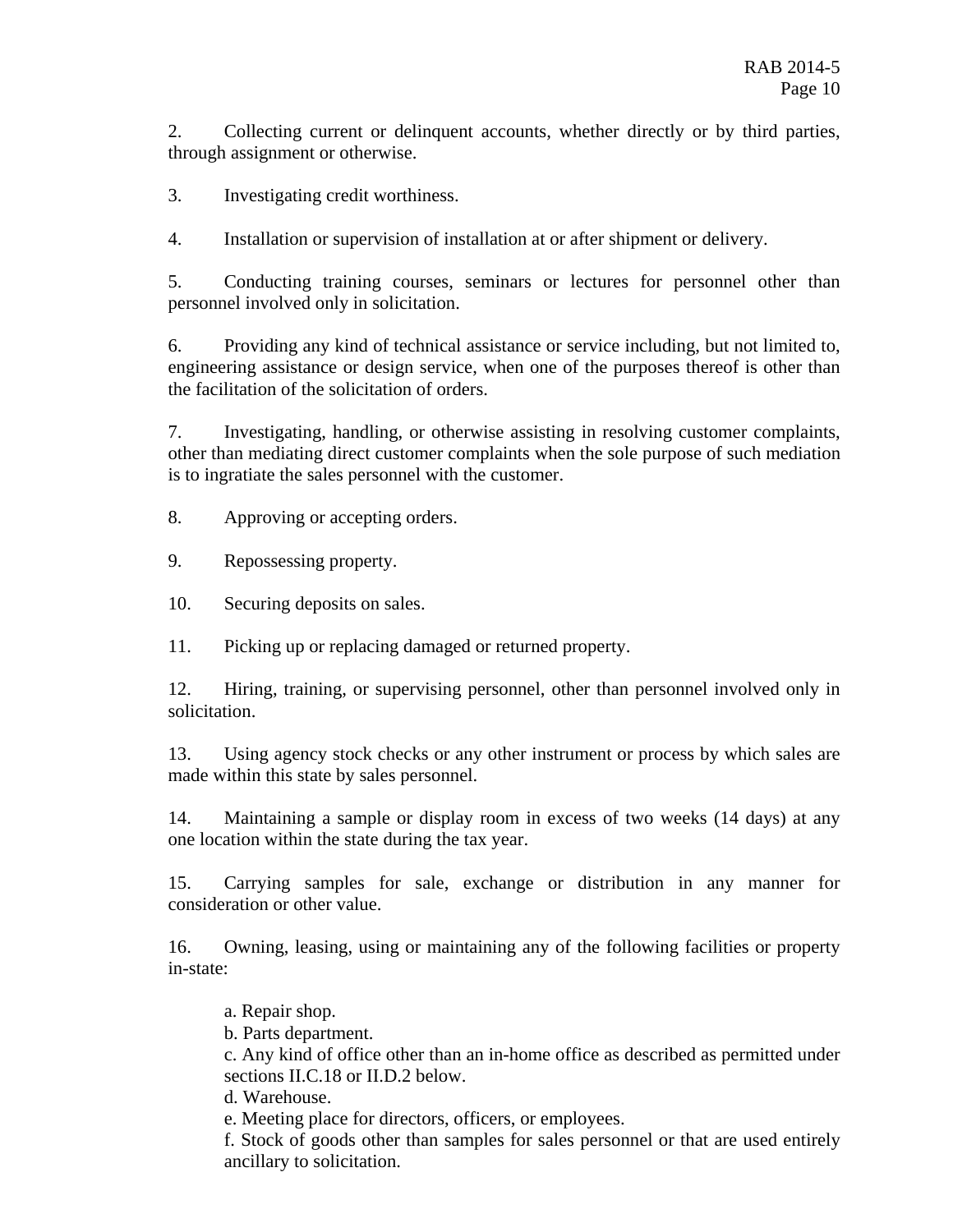2. Collecting current or delinquent accounts, whether directly or by third parties, through assignment or otherwise.

3. Investigating credit worthiness.

4. Installation or supervision of installation at or after shipment or delivery.

5. Conducting training courses, seminars or lectures for personnel other than personnel involved only in solicitation.

6. Providing any kind of technical assistance or service including, but not limited to, engineering assistance or design service, when one of the purposes thereof is other than the facilitation of the solicitation of orders.

7. Investigating, handling, or otherwise assisting in resolving customer complaints, other than mediating direct customer complaints when the sole purpose of such mediation is to ingratiate the sales personnel with the customer.

8. Approving or accepting orders.

9. Repossessing property.

10. Securing deposits on sales.

11. Picking up or replacing damaged or returned property.

12. Hiring, training, or supervising personnel, other than personnel involved only in solicitation.

13. Using agency stock checks or any other instrument or process by which sales are made within this state by sales personnel.

14. Maintaining a sample or display room in excess of two weeks (14 days) at any one location within the state during the tax year.

15. Carrying samples for sale, exchange or distribution in any manner for consideration or other value.

16. Owning, leasing, using or maintaining any of the following facilities or property in-state:

   a. Repair shop.
   b. Parts department.
   c. Any kind of office other than an in-home office as described as permitted under sections II.C.18 or II.D.2 below.
   d. Warehouse.
   e. Meeting place for directors, officers, or employees.
   f. Stock of goods other than samples for sales personnel or that are used entirely ancillary to solicitation.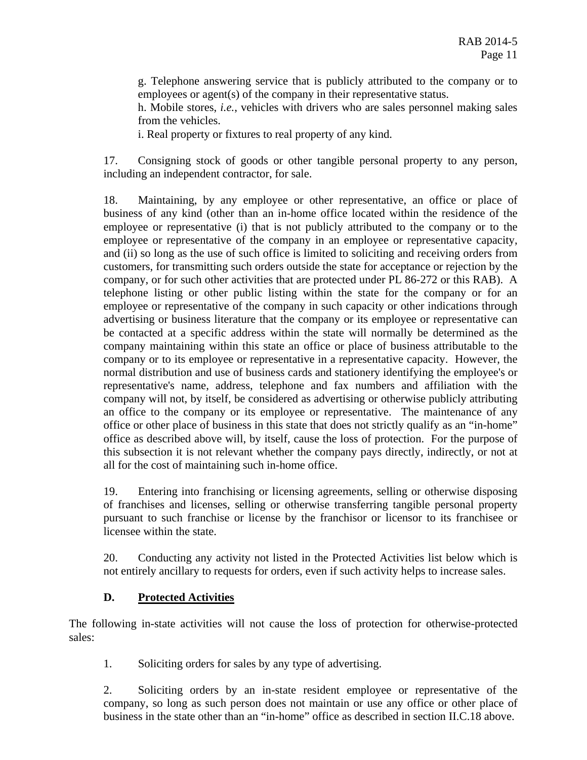g. Telephone answering service that is publicly attributed to the company or to employees or agent(s) of the company in their representative status.

h. Mobile stores, *i.e.*, vehicles with drivers who are sales personnel making sales from the vehicles.

i. Real property or fixtures to real property of any kind.

17. Consigning stock of goods or other tangible personal property to any person, including an independent contractor, for sale.

18. Maintaining, by any employee or other representative, an office or place of business of any kind (other than an in-home office located within the residence of the employee or representative (i) that is not publicly attributed to the company or to the employee or representative of the company in an employee or representative capacity, and (ii) so long as the use of such office is limited to soliciting and receiving orders from customers, for transmitting such orders outside the state for acceptance or rejection by the company, or for such other activities that are protected under PL 86-272 or this RAB). A telephone listing or other public listing within the state for the company or for an employee or representative of the company in such capacity or other indications through advertising or business literature that the company or its employee or representative can be contacted at a specific address within the state will normally be determined as the company maintaining within this state an office or place of business attributable to the company or to its employee or representative in a representative capacity. However, the normal distribution and use of business cards and stationery identifying the employee's or representative's name, address, telephone and fax numbers and affiliation with the company will not, by itself, be considered as advertising or otherwise publicly attributing an office to the company or its employee or representative. The maintenance of any office or other place of business in this state that does not strictly qualify as an "in-home" office as described above will, by itself, cause the loss of protection. For the purpose of this subsection it is not relevant whether the company pays directly, indirectly, or not at all for the cost of maintaining such in-home office.

19. Entering into franchising or licensing agreements, selling or otherwise disposing of franchises and licenses, selling or otherwise transferring tangible personal property pursuant to such franchise or license by the franchisor or licensor to its franchisee or licensee within the state.

20. Conducting any activity not listed in the Protected Activities list below which is not entirely ancillary to requests for orders, even if such activity helps to increase sales.

### D. <u>Protected Activities</u>

The following in-state activities will not cause the loss of protection for otherwise-protected sales:

1. Soliciting orders for sales by any type of advertising.

2. Soliciting orders by an in-state resident employee or representative of the company, so long as such person does not maintain or use any office or other place of business in the state other than an "in-home" office as described in section II.C.18 above.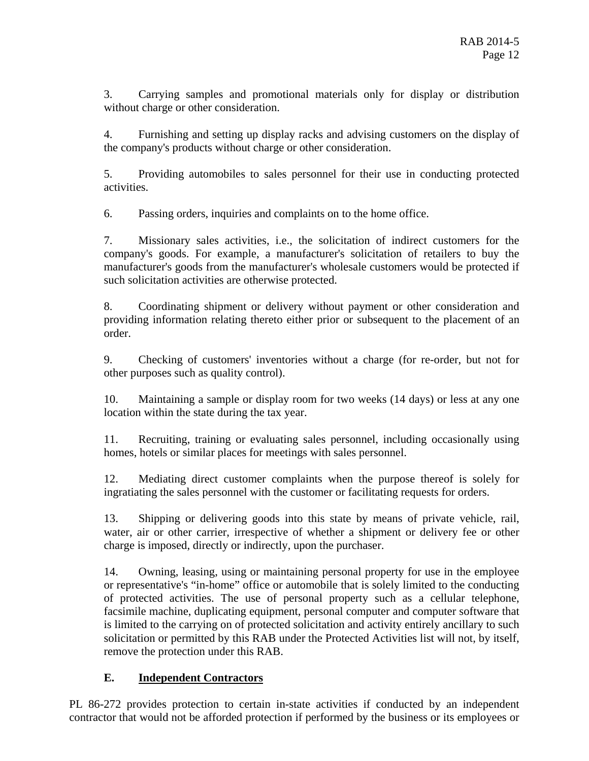3. Carrying samples and promotional materials only for display or distribution without charge or other consideration.

4. Furnishing and setting up display racks and advising customers on the display of the company's products without charge or other consideration.

5. Providing automobiles to sales personnel for their use in conducting protected activities.

6. Passing orders, inquiries and complaints on to the home office.

7. Missionary sales activities, i.e., the solicitation of indirect customers for the company's goods. For example, a manufacturer's solicitation of retailers to buy the manufacturer's goods from the manufacturer's wholesale customers would be protected if such solicitation activities are otherwise protected.

8. Coordinating shipment or delivery without payment or other consideration and providing information relating thereto either prior or subsequent to the placement of an order.

9. Checking of customers' inventories without a charge (for re-order, but not for other purposes such as quality control).

10. Maintaining a sample or display room for two weeks (14 days) or less at any one location within the state during the tax year.

11. Recruiting, training or evaluating sales personnel, including occasionally using homes, hotels or similar places for meetings with sales personnel.

12. Mediating direct customer complaints when the purpose thereof is solely for ingratiating the sales personnel with the customer or facilitating requests for orders.

13. Shipping or delivering goods into this state by means of private vehicle, rail, water, air or other carrier, irrespective of whether a shipment or delivery fee or other charge is imposed, directly or indirectly, upon the purchaser.

14. Owning, leasing, using or maintaining personal property for use in the employee or representative's "in-home" office or automobile that is solely limited to the conducting of protected activities. The use of personal property such as a cellular telephone, facsimile machine, duplicating equipment, personal computer and computer software that is limited to the carrying on of protected solicitation and activity entirely ancillary to such solicitation or permitted by this RAB under the Protected Activities list will not, by itself, remove the protection under this RAB.

### E. <u>Independent Contractors</u>

PL 86-272 provides protection to certain in-state activities if conducted by an independent contractor that would not be afforded protection if performed by the business or its employees or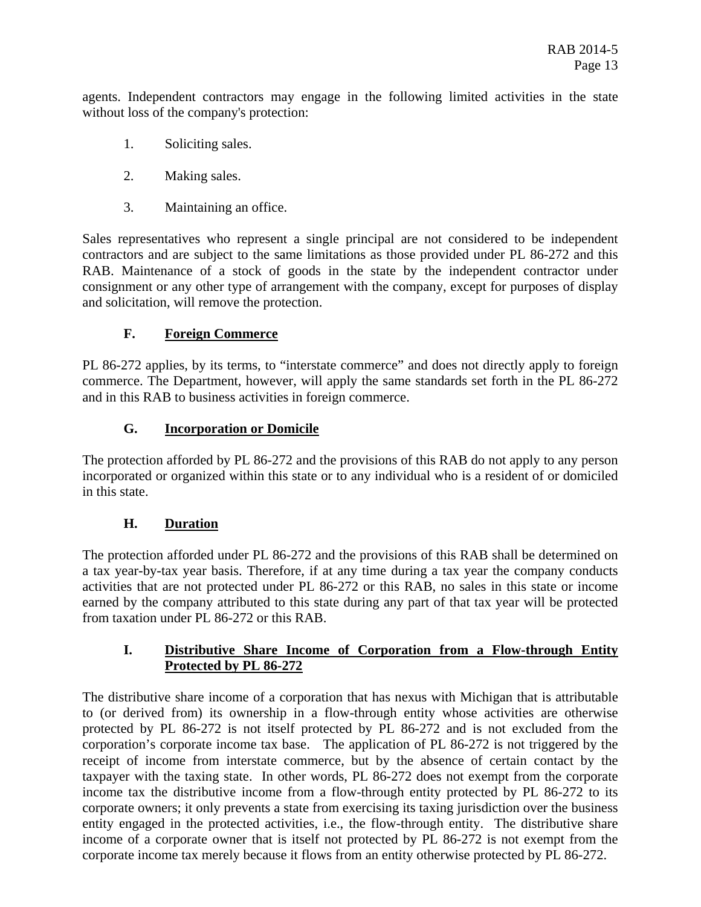agents. Independent contractors may engage in the following limited activities in the state without loss of the company's protection:

1. Soliciting sales.

2. Making sales.

3. Maintaining an office.

Sales representatives who represent a single principal are not considered to be independent contractors and are subject to the same limitations as those provided under PL 86-272 and this RAB. Maintenance of a stock of goods in the state by the independent contractor under consignment or any other type of arrangement with the company, except for purposes of display and solicitation, will remove the protection.

### F. Foreign Commerce

PL 86-272 applies, by its terms, to "interstate commerce" and does not directly apply to foreign commerce. The Department, however, will apply the same standards set forth in the PL 86-272 and in this RAB to business activities in foreign commerce.

### G. Incorporation or Domicile

The protection afforded by PL 86-272 and the provisions of this RAB do not apply to any person incorporated or organized within this state or to any individual who is a resident of or domiciled in this state.

### H. Duration

The protection afforded under PL 86-272 and the provisions of this RAB shall be determined on a tax year-by-tax year basis. Therefore, if at any time during a tax year the company conducts activities that are not protected under PL 86-272 or this RAB, no sales in this state or income earned by the company attributed to this state during any part of that tax year will be protected from taxation under PL 86-272 or this RAB.

### I. Distributive Share Income of Corporation from a Flow-through Entity Protected by PL 86-272

The distributive share income of a corporation that has nexus with Michigan that is attributable to (or derived from) its ownership in a flow-through entity whose activities are otherwise protected by PL 86-272 is not itself protected by PL 86-272 and is not excluded from the corporation's corporate income tax base. The application of PL 86-272 is not triggered by the receipt of income from interstate commerce, but by the absence of certain contact by the taxpayer with the taxing state. In other words, PL 86-272 does not exempt from the corporate income tax the distributive income from a flow-through entity protected by PL 86-272 to its corporate owners; it only prevents a state from exercising its taxing jurisdiction over the business entity engaged in the protected activities, i.e., the flow-through entity. The distributive share income of a corporate owner that is itself not protected by PL 86-272 is not exempt from the corporate income tax merely because it flows from an entity otherwise protected by PL 86-272.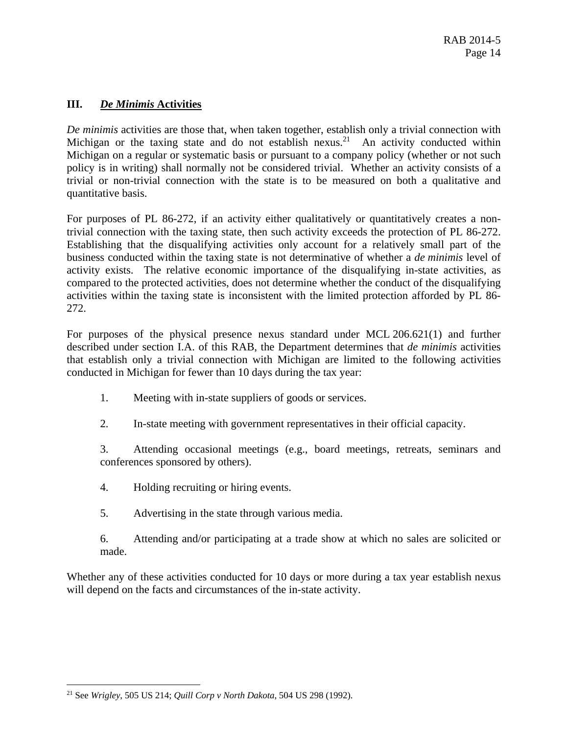## III. *De Minimis* Activities

*De minimis* activities are those that, when taken together, establish only a trivial connection with Michigan or the taxing state and do not establish nexus.[21] An activity conducted within Michigan on a regular or systematic basis or pursuant to a company policy (whether or not such policy is in writing) shall normally not be considered trivial. Whether an activity consists of a trivial or non-trivial connection with the state is to be measured on both a qualitative and quantitative basis.

For purposes of PL 86-272, if an activity either qualitatively or quantitatively creates a non-trivial connection with the taxing state, then such activity exceeds the protection of PL 86-272. Establishing that the disqualifying activities only account for a relatively small part of the business conducted within the taxing state is not determinative of whether a *de minimis* level of activity exists. The relative economic importance of the disqualifying in-state activities, as compared to the protected activities, does not determine whether the conduct of the disqualifying activities within the taxing state is inconsistent with the limited protection afforded by PL 86-272.

For purposes of the physical presence nexus standard under MCL 206.621(1) and further described under section I.A. of this RAB, the Department determines that *de minimis* activities that establish only a trivial connection with Michigan are limited to the following activities conducted in Michigan for fewer than 10 days during the tax year:

1. Meeting with in-state suppliers of goods or services.

2. In-state meeting with government representatives in their official capacity.

3. Attending occasional meetings (e.g., board meetings, retreats, seminars and conferences sponsored by others).

4. Holding recruiting or hiring events.

5. Advertising in the state through various media.

6. Attending and/or participating at a trade show at which no sales are solicited or made.

Whether any of these activities conducted for 10 days or more during a tax year establish nexus will depend on the facts and circumstances of the in-state activity.

---

[21] See *Wrigley*, 505 US 214; *Quill Corp v North Dakota*, 504 US 298 (1992).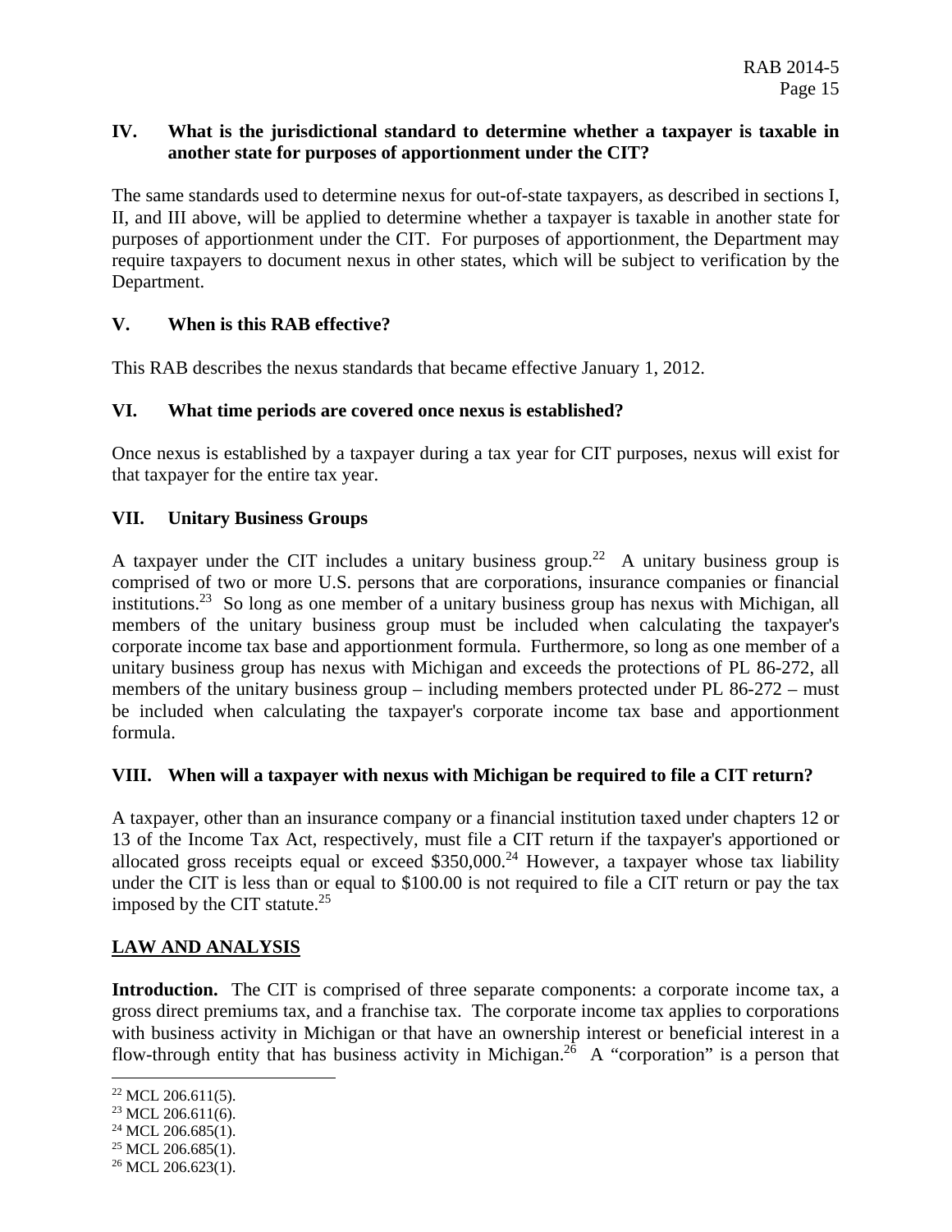## IV. What is the jurisdictional standard to determine whether a taxpayer is taxable in another state for purposes of apportionment under the CIT?

The same standards used to determine nexus for out-of-state taxpayers, as described in sections I, II, and III above, will be applied to determine whether a taxpayer is taxable in another state for purposes of apportionment under the CIT. For purposes of apportionment, the Department may require taxpayers to document nexus in other states, which will be subject to verification by the Department.

## V. When is this RAB effective?

This RAB describes the nexus standards that became effective January 1, 2012.

## VI. What time periods are covered once nexus is established?

Once nexus is established by a taxpayer during a tax year for CIT purposes, nexus will exist for that taxpayer for the entire tax year.

## VII. Unitary Business Groups

A taxpayer under the CIT includes a unitary business group.[22] A unitary business group is comprised of two or more U.S. persons that are corporations, insurance companies or financial institutions.[23] So long as one member of a unitary business group has nexus with Michigan, all members of the unitary business group must be included when calculating the taxpayer's corporate income tax base and apportionment formula. Furthermore, so long as one member of a unitary business group has nexus with Michigan and exceeds the protections of PL 86-272, all members of the unitary business group – including members protected under PL 86-272 – must be included when calculating the taxpayer's corporate income tax base and apportionment formula.

## VIII. When will a taxpayer with nexus with Michigan be required to file a CIT return?

A taxpayer, other than an insurance company or a financial institution taxed under chapters 12 or 13 of the Income Tax Act, respectively, must file a CIT return if the taxpayer's apportioned or allocated gross receipts equal or exceed $350,000.[24] However, a taxpayer whose tax liability under the CIT is less than or equal to $100.00 is not required to file a CIT return or pay the tax imposed by the CIT statute.[25]

## <u>LAW AND ANALYSIS</u>

**Introduction.** The CIT is comprised of three separate components: a corporate income tax, a gross direct premiums tax, and a franchise tax. The corporate income tax applies to corporations with business activity in Michigan or that have an ownership interest or beneficial interest in a flow-through entity that has business activity in Michigan.[26] A "corporation" is a person that

---

[22] MCL 206.611(5).
[23] MCL 206.611(6).
[24] MCL 206.685(1).
[25] MCL 206.685(1).
[26] MCL 206.623(1).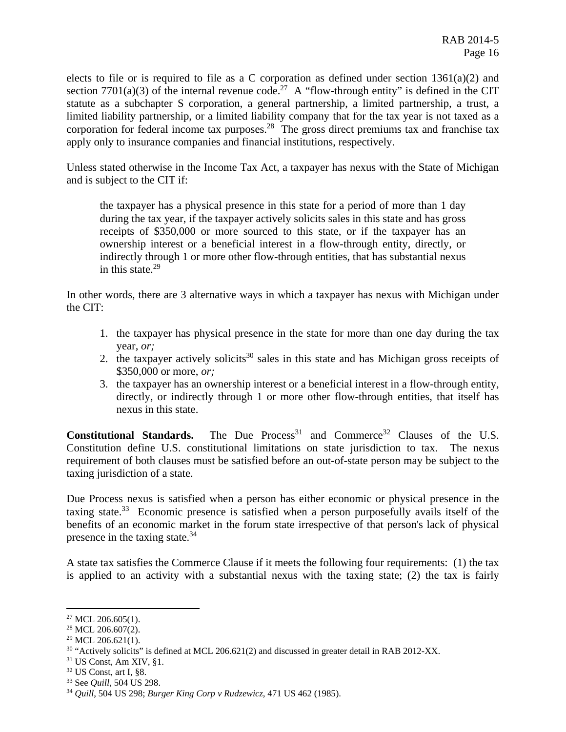elects to file or is required to file as a C corporation as defined under section 1361(a)(2) and section 7701(a)(3) of the internal revenue code.[27] A "flow-through entity" is defined in the CIT statute as a subchapter S corporation, a general partnership, a limited partnership, a trust, a limited liability partnership, or a limited liability company that for the tax year is not taxed as a corporation for federal income tax purposes.[28] The gross direct premiums tax and franchise tax apply only to insurance companies and financial institutions, respectively.

Unless stated otherwise in the Income Tax Act, a taxpayer has nexus with the State of Michigan and is subject to the CIT if:

> the taxpayer has a physical presence in this state for a period of more than 1 day during the tax year, if the taxpayer actively solicits sales in this state and has gross receipts of $350,000 or more sourced to this state, or if the taxpayer has an ownership interest or a beneficial interest in a flow-through entity, directly, or indirectly through 1 or more other flow-through entities, that has substantial nexus in this state.[29]

In other words, there are 3 alternative ways in which a taxpayer has nexus with Michigan under the CIT:

1. the taxpayer has physical presence in the state for more than one day during the tax year, *or;*
2. the taxpayer actively solicits[30] sales in this state and has Michigan gross receipts of $350,000 or more, *or;*
3. the taxpayer has an ownership interest or a beneficial interest in a flow-through entity, directly, or indirectly through 1 or more other flow-through entities, that itself has nexus in this state.

**Constitutional Standards.** The Due Process[31] and Commerce[32] Clauses of the U.S. Constitution define U.S. constitutional limitations on state jurisdiction to tax. The nexus requirement of both clauses must be satisfied before an out-of-state person may be subject to the taxing jurisdiction of a state.

Due Process nexus is satisfied when a person has either economic or physical presence in the taxing state.[33] Economic presence is satisfied when a person purposefully avails itself of the benefits of an economic market in the forum state irrespective of that person's lack of physical presence in the taxing state.[34]

A state tax satisfies the Commerce Clause if it meets the following four requirements: (1) the tax is applied to an activity with a substantial nexus with the taxing state; (2) the tax is fairly

---

[27] MCL 206.605(1).
[28] MCL 206.607(2).
[29] MCL 206.621(1).
[30] "Actively solicits" is defined at MCL 206.621(2) and discussed in greater detail in RAB 2012-XX.
[31] US Const, Am XIV, §1.
[32] US Const, art I, §8.
[33] See *Quill*, 504 US 298.
[34] *Quill*, 504 US 298; *Burger King Corp v Rudzewicz*, 471 US 462 (1985).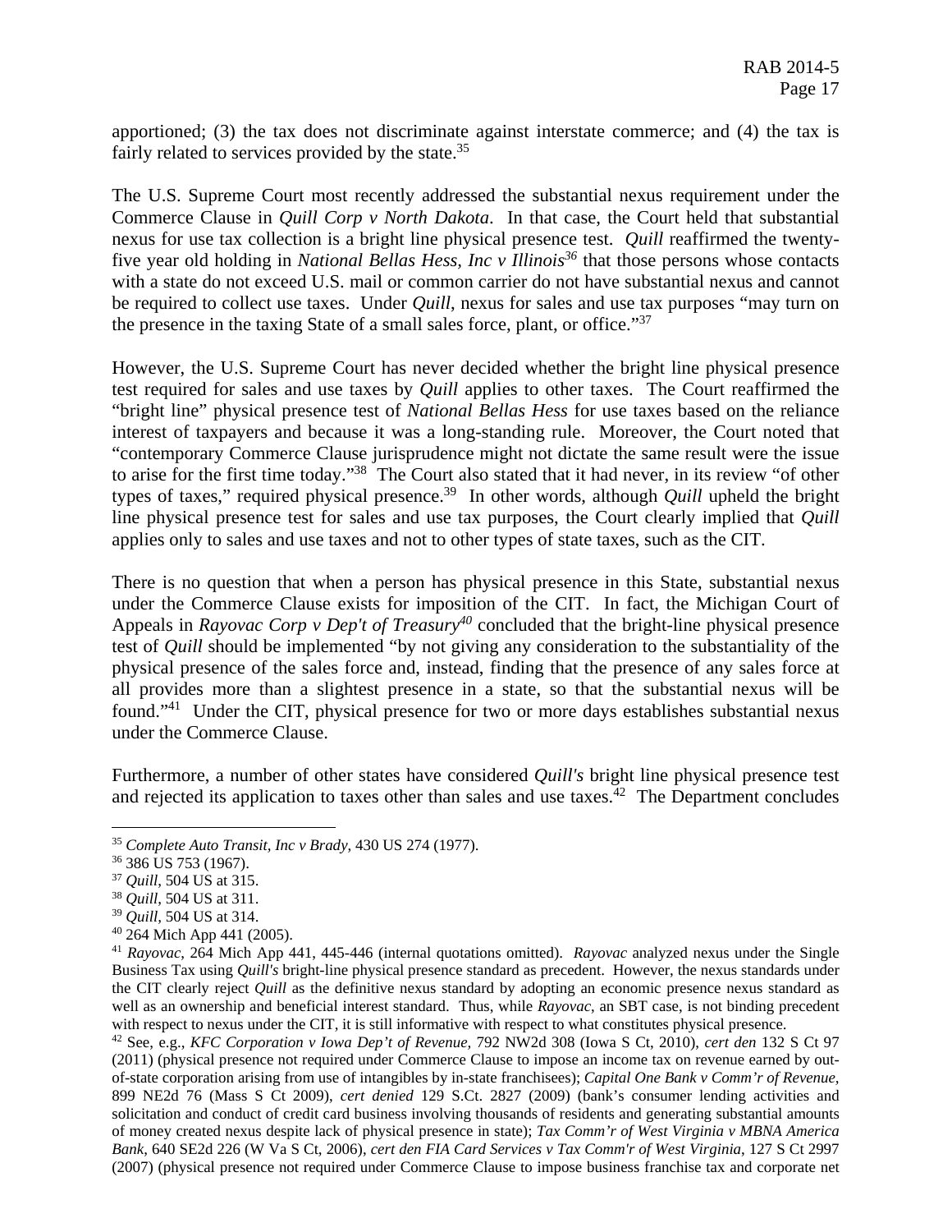apportioned; (3) the tax does not discriminate against interstate commerce; and (4) the tax is fairly related to services provided by the state.[35]

The U.S. Supreme Court most recently addressed the substantial nexus requirement under the Commerce Clause in *Quill Corp v North Dakota*. In that case, the Court held that substantial nexus for use tax collection is a bright line physical presence test. *Quill* reaffirmed the twenty-five year old holding in *National Bellas Hess, Inc v Illinois*[36] that those persons whose contacts with a state do not exceed U.S. mail or common carrier do not have substantial nexus and cannot be required to collect use taxes. Under *Quill*, nexus for sales and use tax purposes "may turn on the presence in the taxing State of a small sales force, plant, or office."[37]

However, the U.S. Supreme Court has never decided whether the bright line physical presence test required for sales and use taxes by *Quill* applies to other taxes. The Court reaffirmed the "bright line" physical presence test of *National Bellas Hess* for use taxes based on the reliance interest of taxpayers and because it was a long-standing rule. Moreover, the Court noted that "contemporary Commerce Clause jurisprudence might not dictate the same result were the issue to arise for the first time today."[38] The Court also stated that it had never, in its review "of other types of taxes," required physical presence.[39] In other words, although *Quill* upheld the bright line physical presence test for sales and use tax purposes, the Court clearly implied that *Quill* applies only to sales and use taxes and not to other types of state taxes, such as the CIT.

There is no question that when a person has physical presence in this State, substantial nexus under the Commerce Clause exists for imposition of the CIT. In fact, the Michigan Court of Appeals in *Rayovac Corp v Dep't of Treasury*[40] concluded that the bright-line physical presence test of *Quill* should be implemented "by not giving any consideration to the substantiality of the physical presence of the sales force and, instead, finding that the presence of any sales force at all provides more than a slightest presence in a state, so that the substantial nexus will be found."[41] Under the CIT, physical presence for two or more days establishes substantial nexus under the Commerce Clause.

Furthermore, a number of other states have considered *Quill's* bright line physical presence test and rejected its application to taxes other than sales and use taxes.[42] The Department concludes

---

[35] *Complete Auto Transit, Inc v Brady*, 430 US 274 (1977).

[36] 386 US 753 (1967).

[37] *Quill*, 504 US at 315.

[38] *Quill*, 504 US at 311.

[39] *Quill*, 504 US at 314.

[40] 264 Mich App 441 (2005).

[41] *Rayovac*, 264 Mich App 441, 445-446 (internal quotations omitted). *Rayovac* analyzed nexus under the Single Business Tax using *Quill's* bright-line physical presence standard as precedent. However, the nexus standards under the CIT clearly reject *Quill* as the definitive nexus standard by adopting an economic presence nexus standard as well as an ownership and beneficial interest standard. Thus, while *Rayovac*, an SBT case, is not binding precedent with respect to nexus under the CIT, it is still informative with respect to what constitutes physical presence.

[42] See, e.g., *KFC Corporation v Iowa Dep't of Revenue*, 792 NW2d 308 (Iowa S Ct, 2010), *cert den* 132 S Ct 97 (2011) (physical presence not required under Commerce Clause to impose an income tax on revenue earned by out-of-state corporation arising from use of intangibles by in-state franchisees); *Capital One Bank v Comm'r of Revenue*, 899 NE2d 76 (Mass S Ct 2009), *cert denied* 129 S.Ct. 2827 (2009) (bank's consumer lending activities and solicitation and conduct of credit card business involving thousands of residents and generating substantial amounts of money created nexus despite lack of physical presence in state); *Tax Comm'r of West Virginia v MBNA America Bank*, 640 SE2d 226 (W Va S Ct, 2006), *cert den FIA Card Services v Tax Comm'r of West Virginia*, 127 S Ct 2997 (2007) (physical presence not required under Commerce Clause to impose business franchise tax and corporate net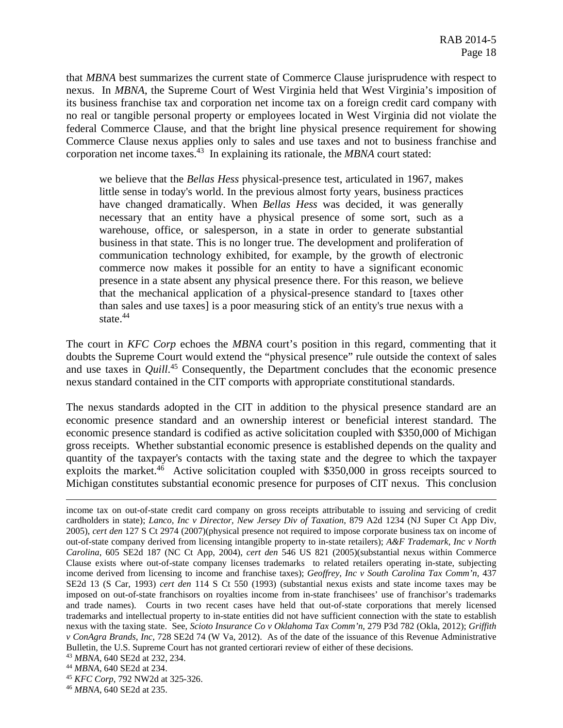that *MBNA* best summarizes the current state of Commerce Clause jurisprudence with respect to nexus. In *MBNA*, the Supreme Court of West Virginia held that West Virginia's imposition of its business franchise tax and corporation net income tax on a foreign credit card company with no real or tangible personal property or employees located in West Virginia did not violate the federal Commerce Clause, and that the bright line physical presence requirement for showing Commerce Clause nexus applies only to sales and use taxes and not to business franchise and corporation net income taxes.[43] In explaining its rationale, the *MBNA* court stated:

> we believe that the *Bellas Hess* physical-presence test, articulated in 1967, makes little sense in today's world. In the previous almost forty years, business practices have changed dramatically. When *Bellas Hess* was decided, it was generally necessary that an entity have a physical presence of some sort, such as a warehouse, office, or salesperson, in a state in order to generate substantial business in that state. This is no longer true. The development and proliferation of communication technology exhibited, for example, by the growth of electronic commerce now makes it possible for an entity to have a significant economic presence in a state absent any physical presence there. For this reason, we believe that the mechanical application of a physical-presence standard to [taxes other than sales and use taxes] is a poor measuring stick of an entity's true nexus with a state.[44]

The court in *KFC Corp* echoes the *MBNA* court's position in this regard, commenting that it doubts the Supreme Court would extend the "physical presence" rule outside the context of sales and use taxes in *Quill*.[45] Consequently, the Department concludes that the economic presence nexus standard contained in the CIT comports with appropriate constitutional standards.

The nexus standards adopted in the CIT in addition to the physical presence standard are an economic presence standard and an ownership interest or beneficial interest standard. The economic presence standard is codified as active solicitation coupled with $350,000 of Michigan gross receipts. Whether substantial economic presence is established depends on the quality and quantity of the taxpayer's contacts with the taxing state and the degree to which the taxpayer exploits the market.[46] Active solicitation coupled with $350,000 in gross receipts sourced to Michigan constitutes substantial economic presence for purposes of CIT nexus. This conclusion

---

income tax on out-of-state credit card company on gross receipts attributable to issuing and servicing of credit cardholders in state); *Lanco, Inc v Director, New Jersey Div of Taxation*, 879 A2d 1234 (NJ Super Ct App Div, 2005), *cert den* 127 S Ct 2974 (2007)(physical presence not required to impose corporate business tax on income of out-of-state company derived from licensing intangible property to in-state retailers); *A&F Trademark, Inc v North Carolina*, 605 SE2d 187 (NC Ct App, 2004), *cert den* 546 US 821 (2005)(substantial nexus within Commerce Clause exists where out-of-state company licenses trademarks to related retailers operating in-state, subjecting income derived from licensing to income and franchise taxes); *Geoffrey, Inc v South Carolina Tax Comm'n*, 437 SE2d 13 (S Car, 1993) *cert den* 114 S Ct 550 (1993) (substantial nexus exists and state income taxes may be imposed on out-of-state franchisors on royalties income from in-state franchisees' use of franchisor's trademarks and trade names). Courts in two recent cases have held that out-of-state corporations that merely licensed trademarks and intellectual property to in-state entities did not have sufficient connection with the state to establish nexus with the taxing state. See, *Scioto Insurance Co v Oklahoma Tax Comm'n*, 279 P3d 782 (Okla, 2012); *Griffith v ConAgra Brands, Inc*, 728 SE2d 74 (W Va, 2012). As of the date of the issuance of this Revenue Administrative Bulletin, the U.S. Supreme Court has not granted certiorari review of either of these decisions.

[43] *MBNA*, 640 SE2d at 232, 234.

[44] *MBNA*, 640 SE2d at 234.

[45] *KFC Corp*, 792 NW2d at 325-326.

[46] *MBNA*, 640 SE2d at 235.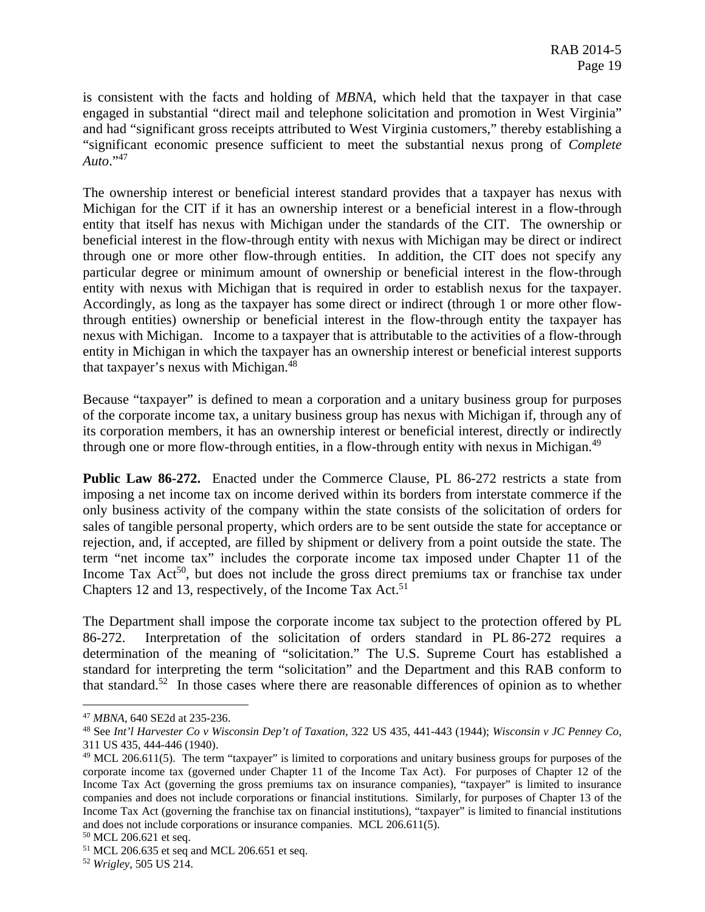is consistent with the facts and holding of *MBNA*, which held that the taxpayer in that case engaged in substantial "direct mail and telephone solicitation and promotion in West Virginia" and had "significant gross receipts attributed to West Virginia customers," thereby establishing a "significant economic presence sufficient to meet the substantial nexus prong of *Complete Auto*."[47]

The ownership interest or beneficial interest standard provides that a taxpayer has nexus with Michigan for the CIT if it has an ownership interest or a beneficial interest in a flow-through entity that itself has nexus with Michigan under the standards of the CIT. The ownership or beneficial interest in the flow-through entity with nexus with Michigan may be direct or indirect through one or more other flow-through entities. In addition, the CIT does not specify any particular degree or minimum amount of ownership or beneficial interest in the flow-through entity with nexus with Michigan that is required in order to establish nexus for the taxpayer. Accordingly, as long as the taxpayer has some direct or indirect (through 1 or more other flow-through entities) ownership or beneficial interest in the flow-through entity the taxpayer has nexus with Michigan. Income to a taxpayer that is attributable to the activities of a flow-through entity in Michigan in which the taxpayer has an ownership interest or beneficial interest supports that taxpayer's nexus with Michigan.[48]

Because "taxpayer" is defined to mean a corporation and a unitary business group for purposes of the corporate income tax, a unitary business group has nexus with Michigan if, through any of its corporation members, it has an ownership interest or beneficial interest, directly or indirectly through one or more flow-through entities, in a flow-through entity with nexus in Michigan.[49]

**Public Law 86-272.** Enacted under the Commerce Clause, PL 86-272 restricts a state from imposing a net income tax on income derived within its borders from interstate commerce if the only business activity of the company within the state consists of the solicitation of orders for sales of tangible personal property, which orders are to be sent outside the state for acceptance or rejection, and, if accepted, are filled by shipment or delivery from a point outside the state. The term "net income tax" includes the corporate income tax imposed under Chapter 11 of the Income Tax Act[50], but does not include the gross direct premiums tax or franchise tax under Chapters 12 and 13, respectively, of the Income Tax Act.[51]

The Department shall impose the corporate income tax subject to the protection offered by PL 86-272. Interpretation of the solicitation of orders standard in PL 86-272 requires a determination of the meaning of "solicitation." The U.S. Supreme Court has established a standard for interpreting the term "solicitation" and the Department and this RAB conform to that standard.[52] In those cases where there are reasonable differences of opinion as to whether

---

[47] *MBNA*, 640 SE2d at 235-236.

[48] See *Int'l Harvester Co v Wisconsin Dep't of Taxation*, 322 US 435, 441-443 (1944); *Wisconsin v JC Penney Co*, 311 US 435, 444-446 (1940).

[49] MCL 206.611(5). The term "taxpayer" is limited to corporations and unitary business groups for purposes of the corporate income tax (governed under Chapter 11 of the Income Tax Act). For purposes of Chapter 12 of the Income Tax Act (governing the gross premiums tax on insurance companies), "taxpayer" is limited to insurance companies and does not include corporations or financial institutions. Similarly, for purposes of Chapter 13 of the Income Tax Act (governing the franchise tax on financial institutions), "taxpayer" is limited to financial institutions and does not include corporations or insurance companies. MCL 206.611(5).

[50] MCL 206.621 et seq.

[51] MCL 206.635 et seq and MCL 206.651 et seq.

[52] *Wrigley*, 505 US 214.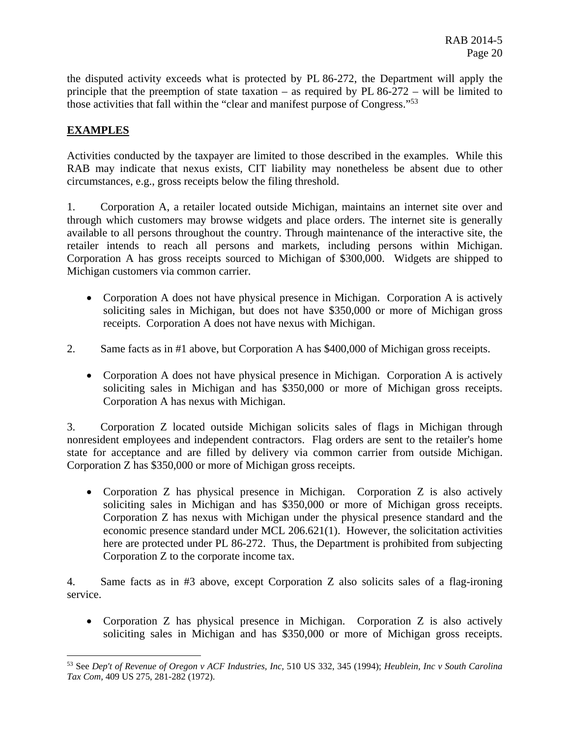the disputed activity exceeds what is protected by PL 86-272, the Department will apply the principle that the preemption of state taxation – as required by PL 86-272 – will be limited to those activities that fall within the "clear and manifest purpose of Congress."[53]

## EXAMPLES

Activities conducted by the taxpayer are limited to those described in the examples. While this RAB may indicate that nexus exists, CIT liability may nonetheless be absent due to other circumstances, e.g., gross receipts below the filing threshold.

1. Corporation A, a retailer located outside Michigan, maintains an internet site over and through which customers may browse widgets and place orders. The internet site is generally available to all persons throughout the country. Through maintenance of the interactive site, the retailer intends to reach all persons and markets, including persons within Michigan. Corporation A has gross receipts sourced to Michigan of $300,000. Widgets are shipped to Michigan customers via common carrier.

   - Corporation A does not have physical presence in Michigan. Corporation A is actively soliciting sales in Michigan, but does not have $350,000 or more of Michigan gross receipts. Corporation A does not have nexus with Michigan.

2. Same facts as in #1 above, but Corporation A has $400,000 of Michigan gross receipts.

   - Corporation A does not have physical presence in Michigan. Corporation A is actively soliciting sales in Michigan and has $350,000 or more of Michigan gross receipts. Corporation A has nexus with Michigan.

3. Corporation Z located outside Michigan solicits sales of flags in Michigan through nonresident employees and independent contractors. Flag orders are sent to the retailer's home state for acceptance and are filled by delivery via common carrier from outside Michigan. Corporation Z has $350,000 or more of Michigan gross receipts.

   - Corporation Z has physical presence in Michigan. Corporation Z is also actively soliciting sales in Michigan and has $350,000 or more of Michigan gross receipts. Corporation Z has nexus with Michigan under the physical presence standard and the economic presence standard under MCL 206.621(1). However, the solicitation activities here are protected under PL 86-272. Thus, the Department is prohibited from subjecting Corporation Z to the corporate income tax.

4. Same facts as in #3 above, except Corporation Z also solicits sales of a flag-ironing service.

   - Corporation Z has physical presence in Michigan. Corporation Z is also actively soliciting sales in Michigan and has $350,000 or more of Michigan gross receipts.

---

[53] See *Dep't of Revenue of Oregon v ACF Industries, Inc,* 510 US 332, 345 (1994); *Heublein, Inc v South Carolina Tax Com*, 409 US 275, 281-282 (1972).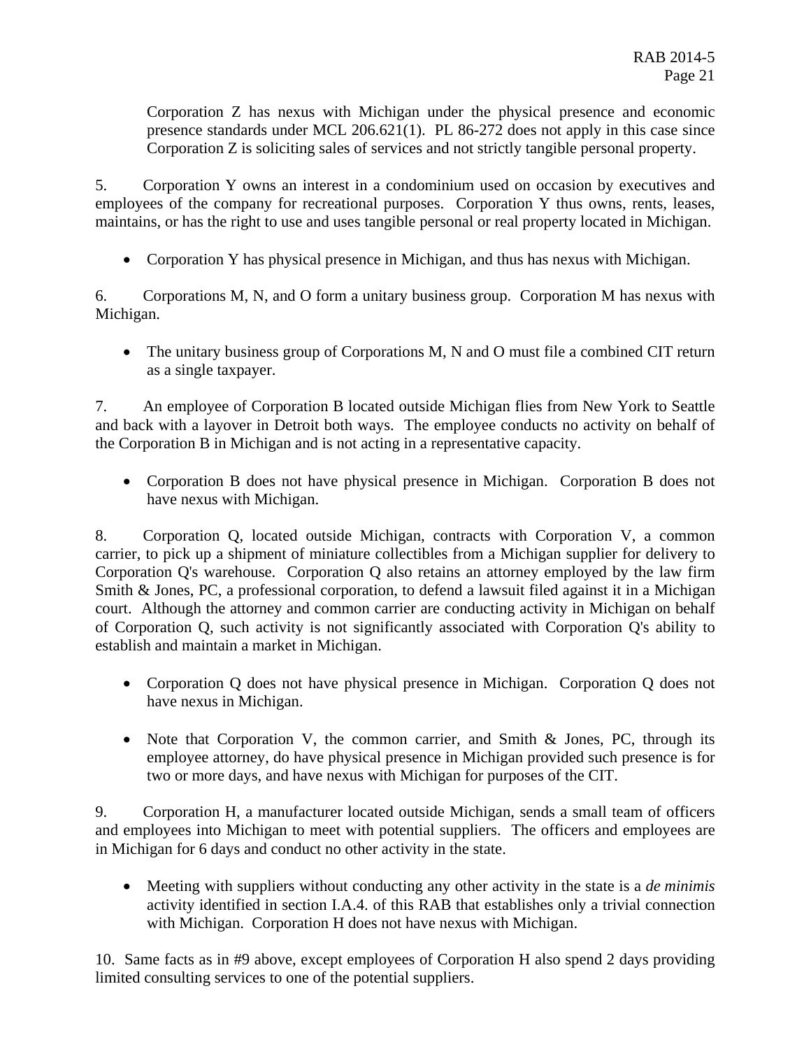Corporation Z has nexus with Michigan under the physical presence and economic presence standards under MCL 206.621(1). PL 86-272 does not apply in this case since Corporation Z is soliciting sales of services and not strictly tangible personal property.

5. Corporation Y owns an interest in a condominium used on occasion by executives and employees of the company for recreational purposes. Corporation Y thus owns, rents, leases, maintains, or has the right to use and uses tangible personal or real property located in Michigan.

- Corporation Y has physical presence in Michigan, and thus has nexus with Michigan.

6. Corporations M, N, and O form a unitary business group. Corporation M has nexus with Michigan.

- The unitary business group of Corporations M, N and O must file a combined CIT return as a single taxpayer.

7. An employee of Corporation B located outside Michigan flies from New York to Seattle and back with a layover in Detroit both ways. The employee conducts no activity on behalf of the Corporation B in Michigan and is not acting in a representative capacity.

- Corporation B does not have physical presence in Michigan. Corporation B does not have nexus with Michigan.

8. Corporation Q, located outside Michigan, contracts with Corporation V, a common carrier, to pick up a shipment of miniature collectibles from a Michigan supplier for delivery to Corporation Q's warehouse. Corporation Q also retains an attorney employed by the law firm Smith & Jones, PC, a professional corporation, to defend a lawsuit filed against it in a Michigan court. Although the attorney and common carrier are conducting activity in Michigan on behalf of Corporation Q, such activity is not significantly associated with Corporation Q's ability to establish and maintain a market in Michigan.

- Corporation Q does not have physical presence in Michigan. Corporation Q does not have nexus in Michigan.

- Note that Corporation V, the common carrier, and Smith & Jones, PC, through its employee attorney, do have physical presence in Michigan provided such presence is for two or more days, and have nexus with Michigan for purposes of the CIT.

9. Corporation H, a manufacturer located outside Michigan, sends a small team of officers and employees into Michigan to meet with potential suppliers. The officers and employees are in Michigan for 6 days and conduct no other activity in the state.

- Meeting with suppliers without conducting any other activity in the state is a *de minimis* activity identified in section I.A.4. of this RAB that establishes only a trivial connection with Michigan. Corporation H does not have nexus with Michigan.

10. Same facts as in #9 above, except employees of Corporation H also spend 2 days providing limited consulting services to one of the potential suppliers.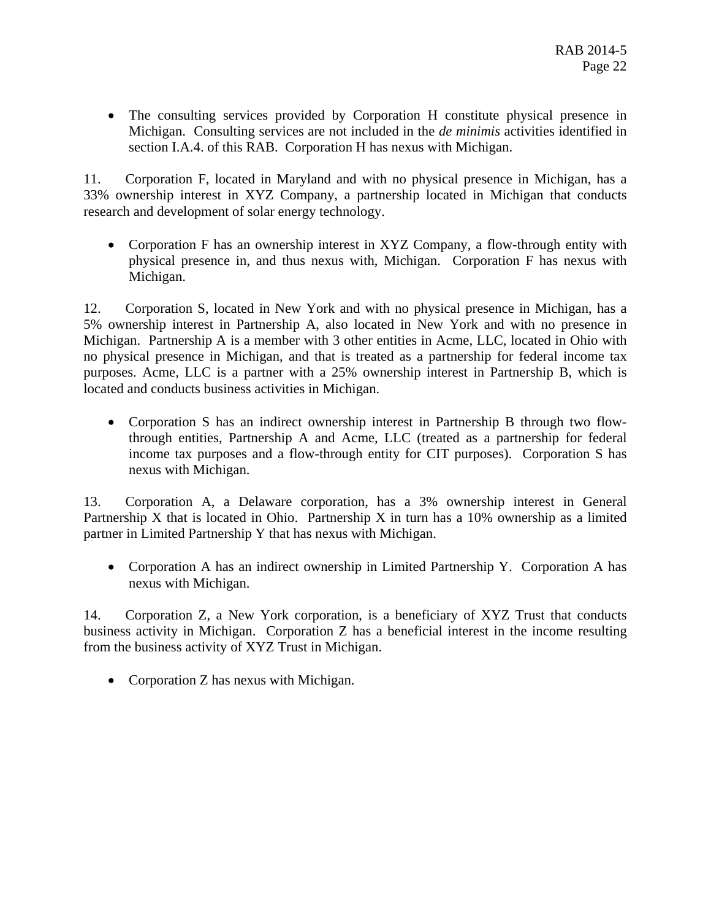- The consulting services provided by Corporation H constitute physical presence in Michigan. Consulting services are not included in the *de minimis* activities identified in section I.A.4. of this RAB. Corporation H has nexus with Michigan.

11. Corporation F, located in Maryland and with no physical presence in Michigan, has a 33% ownership interest in XYZ Company, a partnership located in Michigan that conducts research and development of solar energy technology.

- Corporation F has an ownership interest in XYZ Company, a flow-through entity with physical presence in, and thus nexus with, Michigan. Corporation F has nexus with Michigan.

12. Corporation S, located in New York and with no physical presence in Michigan, has a 5% ownership interest in Partnership A, also located in New York and with no presence in Michigan. Partnership A is a member with 3 other entities in Acme, LLC, located in Ohio with no physical presence in Michigan, and that is treated as a partnership for federal income tax purposes. Acme, LLC is a partner with a 25% ownership interest in Partnership B, which is located and conducts business activities in Michigan.

- Corporation S has an indirect ownership interest in Partnership B through two flow-through entities, Partnership A and Acme, LLC (treated as a partnership for federal income tax purposes and a flow-through entity for CIT purposes). Corporation S has nexus with Michigan.

13. Corporation A, a Delaware corporation, has a 3% ownership interest in General Partnership X that is located in Ohio. Partnership X in turn has a 10% ownership as a limited partner in Limited Partnership Y that has nexus with Michigan.

- Corporation A has an indirect ownership in Limited Partnership Y. Corporation A has nexus with Michigan.

14. Corporation Z, a New York corporation, is a beneficiary of XYZ Trust that conducts business activity in Michigan. Corporation Z has a beneficial interest in the income resulting from the business activity of XYZ Trust in Michigan.

- Corporation Z has nexus with Michigan.